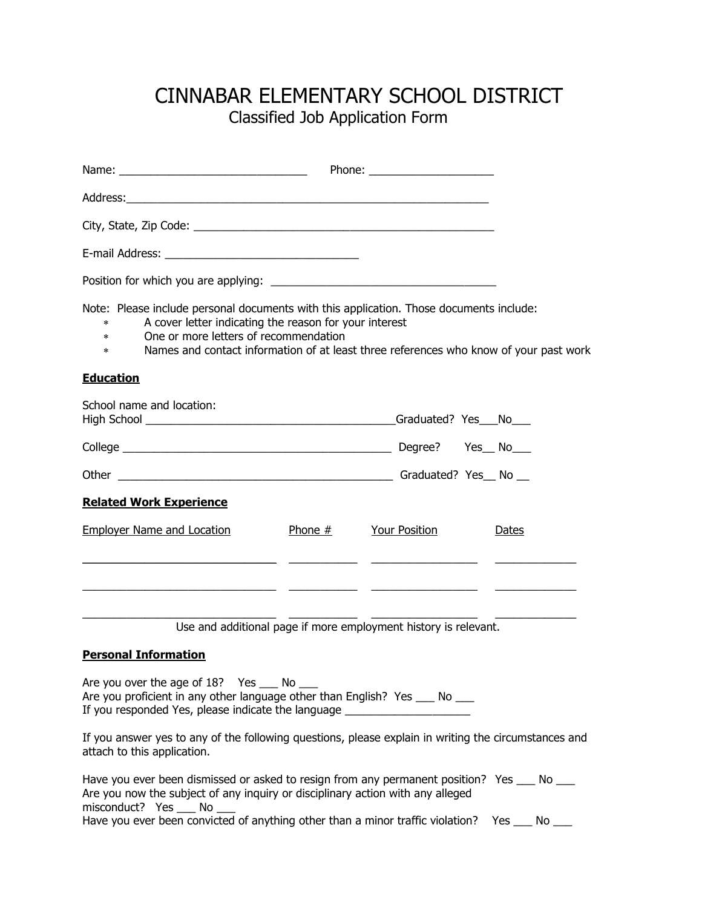# CINNABAR ELEMENTARY SCHOOL DISTRICT

## Classified Job Application Form

Name: ______________________________ Phone: ____________________

Address:____________________________________________________________

City, State, Zip Code: ________________________________________________

E-mail Address: _______________________________

Position for which you are applying: ____________________________________

Note: Please include personal documents with this application. Those documents include:

* A cover letter indicating the reason for your interest
* One or more letters of recommendation
* Names and contact information of at least three references who know of your past work

**Education**

School name and location:
High School ________________________________________Graduated? Yes___No___

College ____________________________________________ Degree? Yes__ No___

Other ____________________________________________ Graduated? Yes__ No __

**Related Work Experience**

| Employer Name and Location | Phone # | Your Position | Dates |
|---|---|---|---|
| | | | |
| | | | |
| | | | |

Use and additional page if more employment history is relevant.

**Personal Information**

Are you over the age of 18? Yes ___ No ___
Are you proficient in any other language other than English? Yes ___ No ___
If you responded Yes, please indicate the language ____________________

If you answer yes to any of the following questions, please explain in writing the circumstances and attach to this application.

Have you ever been dismissed or asked to resign from any permanent position? Yes ___ No ___
Are you now the subject of any inquiry or disciplinary action with any alleged misconduct? Yes ___ No ___
Have you ever been convicted of anything other than a minor traffic violation? Yes ___ No ___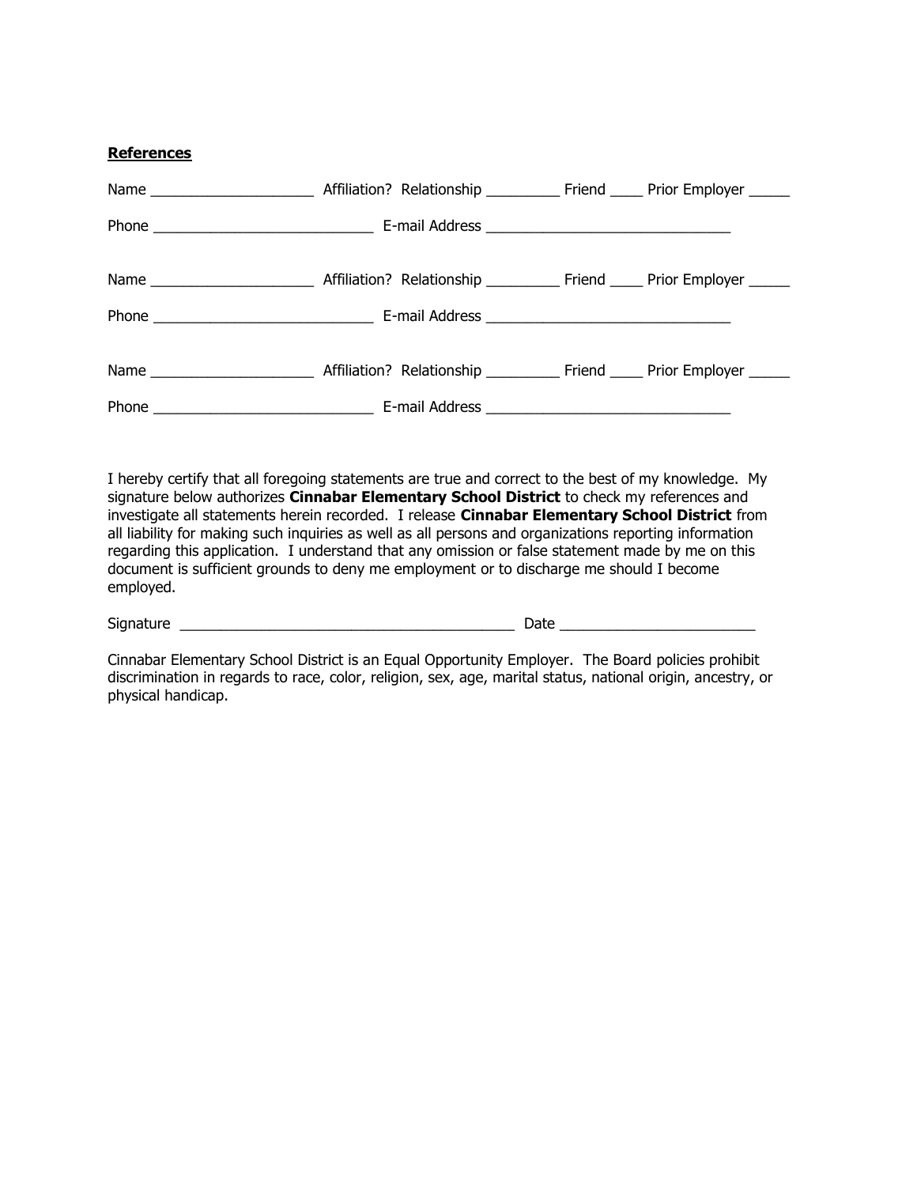**References**

Name ____________________ Affiliation? Relationship _________ Friend ____ Prior Employer _____

Phone ___________________________ E-mail Address ______________________________

Name ____________________ Affiliation? Relationship _________ Friend ____ Prior Employer _____

Phone ___________________________ E-mail Address ______________________________

Name ____________________ Affiliation? Relationship _________ Friend ____ Prior Employer _____

Phone ___________________________ E-mail Address ______________________________

I hereby certify that all foregoing statements are true and correct to the best of my knowledge. My signature below authorizes **Cinnabar Elementary School District** to check my references and investigate all statements herein recorded. I release **Cinnabar Elementary School District** from all liability for making such inquiries as well as all persons and organizations reporting information regarding this application. I understand that any omission or false statement made by me on this document is sufficient grounds to deny me employment or to discharge me should I become employed.

Signature __________________________________________ Date ________________________

Cinnabar Elementary School District is an Equal Opportunity Employer. The Board policies prohibit discrimination in regards to race, color, religion, sex, age, marital status, national origin, ancestry, or physical handicap.